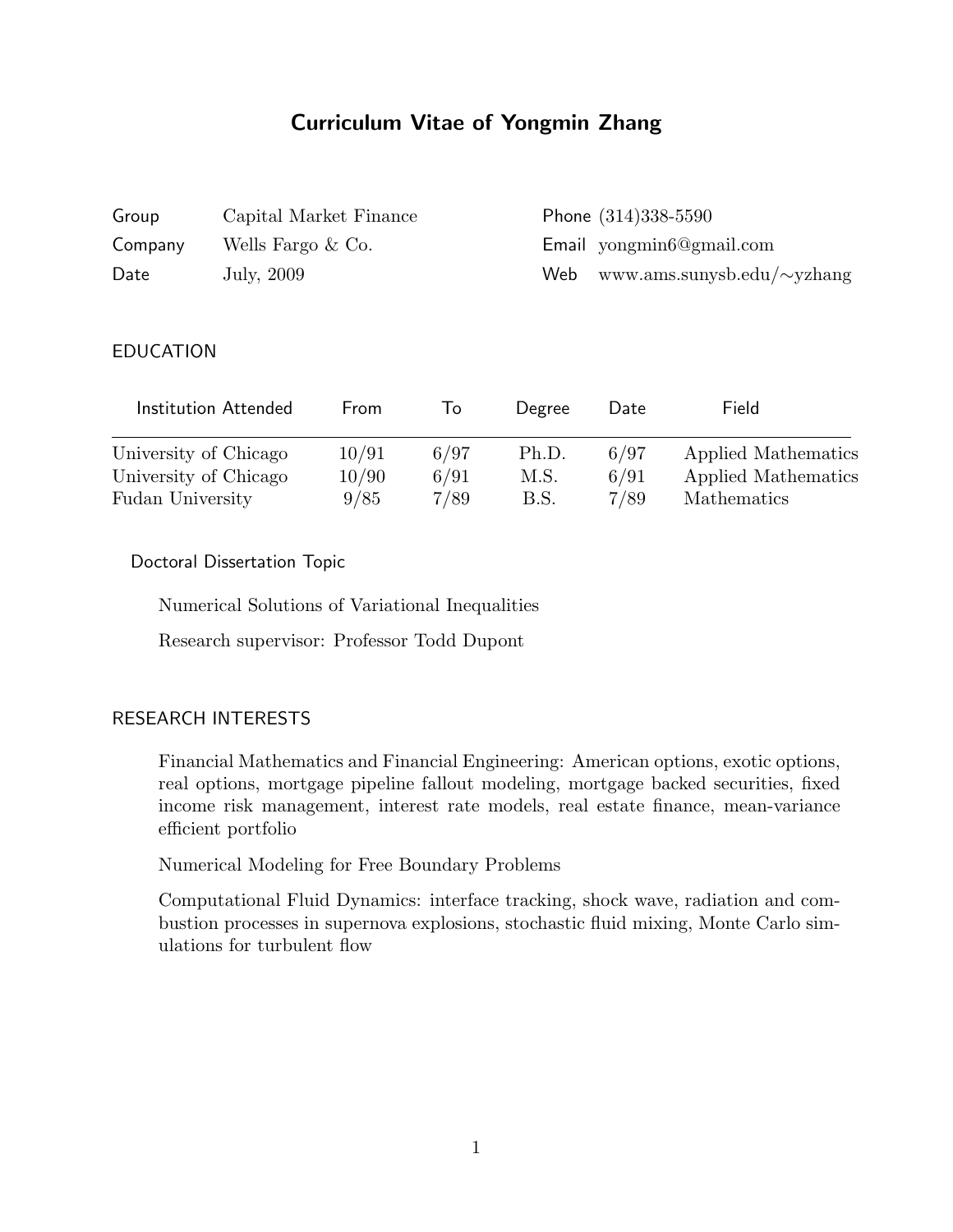# Curriculum Vitae of Yongmin Zhang

| | | | |
|---|---|---|---|
| Group | Capital Market Finance | Phone | (314)338-5590 |
| Company | Wells Fargo & Co. | Email | yongmin6@gmail.com |
| Date | July, 2009 | Web | www.ams.sunysb.edu/∼yzhang |

## EDUCATION

| Institution Attended | From | To | Degree | Date | Field |
|---|---|---|---|---|---|
| University of Chicago | 10/91 | 6/97 | Ph.D. | 6/97 | Applied Mathematics |
| University of Chicago | 10/90 | 6/91 | M.S. | 6/91 | Applied Mathematics |
| Fudan University | 9/85 | 7/89 | B.S. | 7/89 | Mathematics |

### Doctoral Dissertation Topic

Numerical Solutions of Variational Inequalities

Research supervisor: Professor Todd Dupont

## RESEARCH INTERESTS

Financial Mathematics and Financial Engineering: American options, exotic options, real options, mortgage pipeline fallout modeling, mortgage backed securities, fixed income risk management, interest rate models, real estate finance, mean-variance efficient portfolio

Numerical Modeling for Free Boundary Problems

Computational Fluid Dynamics: interface tracking, shock wave, radiation and combustion processes in supernova explosions, stochastic fluid mixing, Monte Carlo simulations for turbulent flow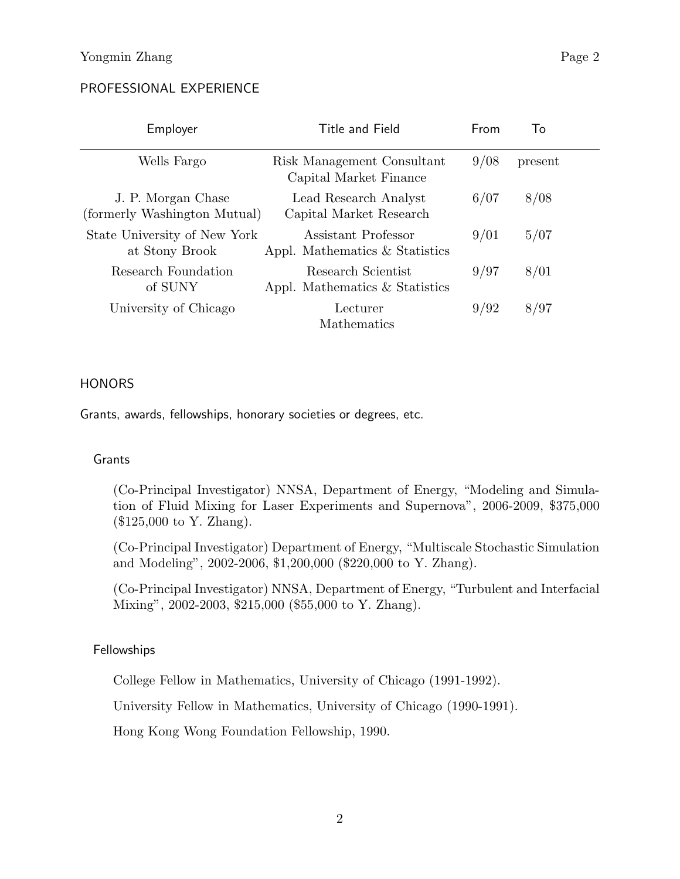## PROFESSIONAL EXPERIENCE

| Employer | Title and Field | From | To |
|---|---|---|---|
| Wells Fargo | Risk Management Consultant<br>Capital Market Finance | 9/08 | present |
| J. P. Morgan Chase<br>(formerly Washington Mutual) | Lead Research Analyst<br>Capital Market Research | 6/07 | 8/08 |
| State University of New York<br>at Stony Brook | Assistant Professor<br>Appl. Mathematics & Statistics | 9/01 | 5/07 |
| Research Foundation<br>of SUNY | Research Scientist<br>Appl. Mathematics & Statistics | 9/97 | 8/01 |
| University of Chicago | Lecturer<br>Mathematics | 9/92 | 8/97 |

## HONORS

Grants, awards, fellowships, honorary societies or degrees, etc.

### Grants

(Co-Principal Investigator) NNSA, Department of Energy, "Modeling and Simulation of Fluid Mixing for Laser Experiments and Supernova", 2006-2009, $375,000 ($125,000 to Y. Zhang).

(Co-Principal Investigator) Department of Energy, "Multiscale Stochastic Simulation and Modeling", 2002-2006, $1,200,000 ($220,000 to Y. Zhang).

(Co-Principal Investigator) NNSA, Department of Energy, "Turbulent and Interfacial Mixing", 2002-2003, $215,000 ($55,000 to Y. Zhang).

### Fellowships

College Fellow in Mathematics, University of Chicago (1991-1992).

University Fellow in Mathematics, University of Chicago (1990-1991).

Hong Kong Wong Foundation Fellowship, 1990.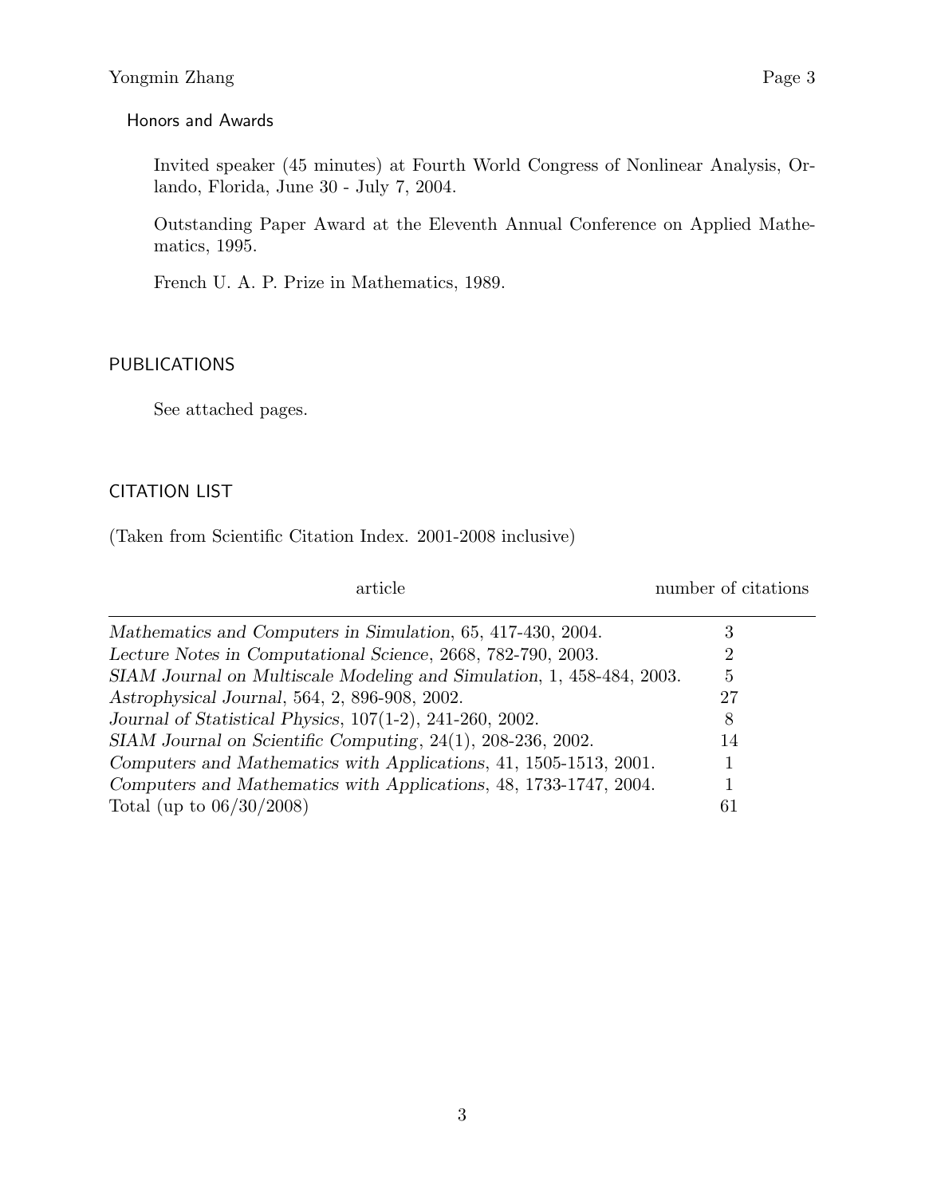### Honors and Awards

Invited speaker (45 minutes) at Fourth World Congress of Nonlinear Analysis, Orlando, Florida, June 30 - July 7, 2004.

Outstanding Paper Award at the Eleventh Annual Conference on Applied Mathematics, 1995.

French U. A. P. Prize in Mathematics, 1989.

## PUBLICATIONS

See attached pages.

## CITATION LIST

(Taken from Scientific Citation Index. 2001-2008 inclusive)

| article | number of citations |
|---|---|
| *Mathematics and Computers in Simulation*, 65, 417-430, 2004. | 3 |
| *Lecture Notes in Computational Science*, 2668, 782-790, 2003. | 2 |
| *SIAM Journal on Multiscale Modeling and Simulation*, 1, 458-484, 2003. | 5 |
| *Astrophysical Journal*, 564, 2, 896-908, 2002. | 27 |
| *Journal of Statistical Physics*, 107(1-2), 241-260, 2002. | 8 |
| *SIAM Journal on Scientific Computing*, 24(1), 208-236, 2002. | 14 |
| *Computers and Mathematics with Applications*, 41, 1505-1513, 2001. | 1 |
| *Computers and Mathematics with Applications*, 48, 1733-1747, 2004. | 1 |
| Total (up to 06/30/2008) | 61 |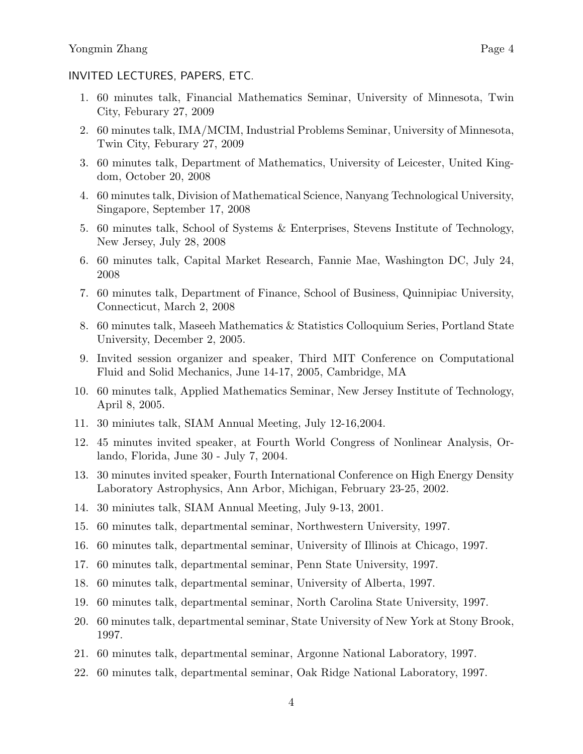## INVITED LECTURES, PAPERS, ETC.

1. 60 minutes talk, Financial Mathematics Seminar, University of Minnesota, Twin City, Feburary 27, 2009
2. 60 minutes talk, IMA/MCIM, Industrial Problems Seminar, University of Minnesota, Twin City, Feburary 27, 2009
3. 60 minutes talk, Department of Mathematics, University of Leicester, United Kingdom, October 20, 2008
4. 60 minutes talk, Division of Mathematical Science, Nanyang Technological University, Singapore, September 17, 2008
5. 60 minutes talk, School of Systems & Enterprises, Stevens Institute of Technology, New Jersey, July 28, 2008
6. 60 minutes talk, Capital Market Research, Fannie Mae, Washington DC, July 24, 2008
7. 60 minutes talk, Department of Finance, School of Business, Quinnipiac University, Connecticut, March 2, 2008
8. 60 minutes talk, Maseeh Mathematics & Statistics Colloquium Series, Portland State University, December 2, 2005.
9. Invited session organizer and speaker, Third MIT Conference on Computational Fluid and Solid Mechanics, June 14-17, 2005, Cambridge, MA
10. 60 minutes talk, Applied Mathematics Seminar, New Jersey Institute of Technology, April 8, 2005.
11. 30 miniutes talk, SIAM Annual Meeting, July 12-16,2004.
12. 45 minutes invited speaker, at Fourth World Congress of Nonlinear Analysis, Orlando, Florida, June 30 - July 7, 2004.
13. 30 minutes invited speaker, Fourth International Conference on High Energy Density Laboratory Astrophysics, Ann Arbor, Michigan, February 23-25, 2002.
14. 30 miniutes talk, SIAM Annual Meeting, July 9-13, 2001.
15. 60 minutes talk, departmental seminar, Northwestern University, 1997.
16. 60 minutes talk, departmental seminar, University of Illinois at Chicago, 1997.
17. 60 minutes talk, departmental seminar, Penn State University, 1997.
18. 60 minutes talk, departmental seminar, University of Alberta, 1997.
19. 60 minutes talk, departmental seminar, North Carolina State University, 1997.
20. 60 minutes talk, departmental seminar, State University of New York at Stony Brook, 1997.
21. 60 minutes talk, departmental seminar, Argonne National Laboratory, 1997.
22. 60 minutes talk, departmental seminar, Oak Ridge National Laboratory, 1997.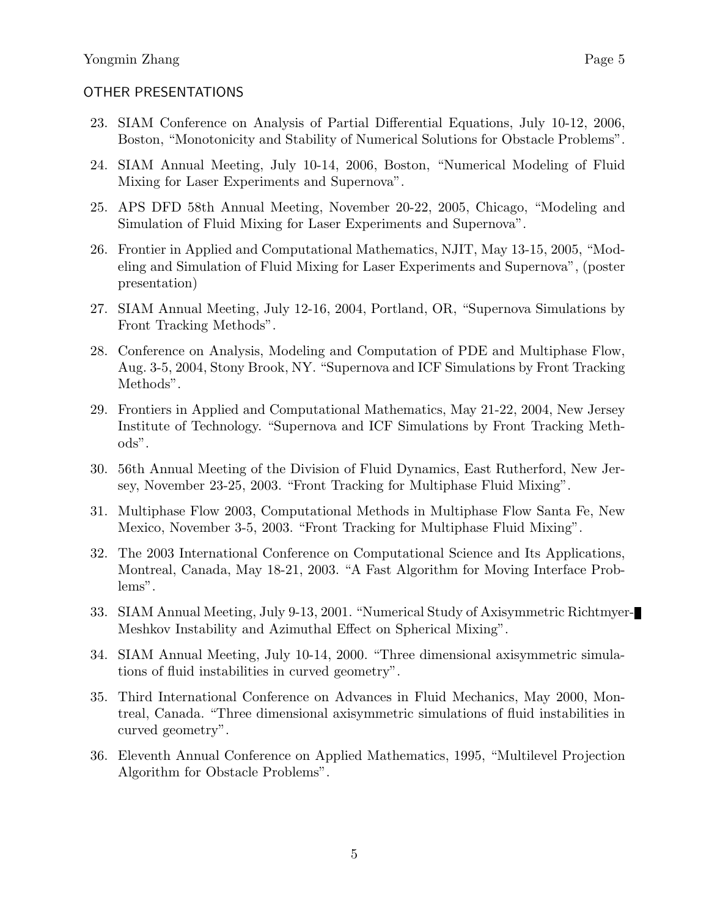## OTHER PRESENTATIONS

23. SIAM Conference on Analysis of Partial Differential Equations, July 10-12, 2006, Boston, "Monotonicity and Stability of Numerical Solutions for Obstacle Problems".
24. SIAM Annual Meeting, July 10-14, 2006, Boston, "Numerical Modeling of Fluid Mixing for Laser Experiments and Supernova".
25. APS DFD 58th Annual Meeting, November 20-22, 2005, Chicago, "Modeling and Simulation of Fluid Mixing for Laser Experiments and Supernova".
26. Frontier in Applied and Computational Mathematics, NJIT, May 13-15, 2005, "Modeling and Simulation of Fluid Mixing for Laser Experiments and Supernova", (poster presentation)
27. SIAM Annual Meeting, July 12-16, 2004, Portland, OR, "Supernova Simulations by Front Tracking Methods".
28. Conference on Analysis, Modeling and Computation of PDE and Multiphase Flow, Aug. 3-5, 2004, Stony Brook, NY. "Supernova and ICF Simulations by Front Tracking Methods".
29. Frontiers in Applied and Computational Mathematics, May 21-22, 2004, New Jersey Institute of Technology. "Supernova and ICF Simulations by Front Tracking Methods".
30. 56th Annual Meeting of the Division of Fluid Dynamics, East Rutherford, New Jersey, November 23-25, 2003. "Front Tracking for Multiphase Fluid Mixing".
31. Multiphase Flow 2003, Computational Methods in Multiphase Flow Santa Fe, New Mexico, November 3-5, 2003. "Front Tracking for Multiphase Fluid Mixing".
32. The 2003 International Conference on Computational Science and Its Applications, Montreal, Canada, May 18-21, 2003. "A Fast Algorithm for Moving Interface Problems".
33. SIAM Annual Meeting, July 9-13, 2001. "Numerical Study of Axisymmetric Richtmyer-Meshkov Instability and Azimuthal Effect on Spherical Mixing".
34. SIAM Annual Meeting, July 10-14, 2000. "Three dimensional axisymmetric simulations of fluid instabilities in curved geometry".
35. Third International Conference on Advances in Fluid Mechanics, May 2000, Montreal, Canada. "Three dimensional axisymmetric simulations of fluid instabilities in curved geometry".
36. Eleventh Annual Conference on Applied Mathematics, 1995, "Multilevel Projection Algorithm for Obstacle Problems".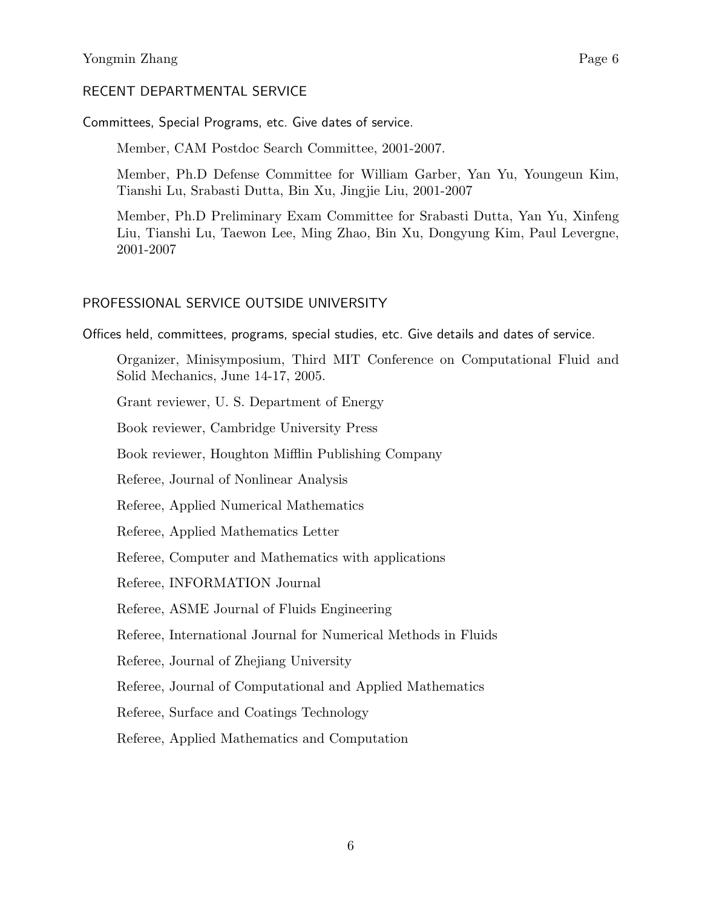## RECENT DEPARTMENTAL SERVICE

Committees, Special Programs, etc. Give dates of service.

Member, CAM Postdoc Search Committee, 2001-2007.

Member, Ph.D Defense Committee for William Garber, Yan Yu, Youngeun Kim, Tianshi Lu, Srabasti Dutta, Bin Xu, Jingjie Liu, 2001-2007

Member, Ph.D Preliminary Exam Committee for Srabasti Dutta, Yan Yu, Xinfeng Liu, Tianshi Lu, Taewon Lee, Ming Zhao, Bin Xu, Dongyung Kim, Paul Levergne, 2001-2007

## PROFESSIONAL SERVICE OUTSIDE UNIVERSITY

Offices held, committees, programs, special studies, etc. Give details and dates of service.

Organizer, Minisymposium, Third MIT Conference on Computational Fluid and Solid Mechanics, June 14-17, 2005.

Grant reviewer, U. S. Department of Energy

Book reviewer, Cambridge University Press

Book reviewer, Houghton Mifflin Publishing Company

Referee, Journal of Nonlinear Analysis

Referee, Applied Numerical Mathematics

Referee, Applied Mathematics Letter

Referee, Computer and Mathematics with applications

Referee, INFORMATION Journal

Referee, ASME Journal of Fluids Engineering

Referee, International Journal for Numerical Methods in Fluids

Referee, Journal of Zhejiang University

Referee, Journal of Computational and Applied Mathematics

Referee, Surface and Coatings Technology

Referee, Applied Mathematics and Computation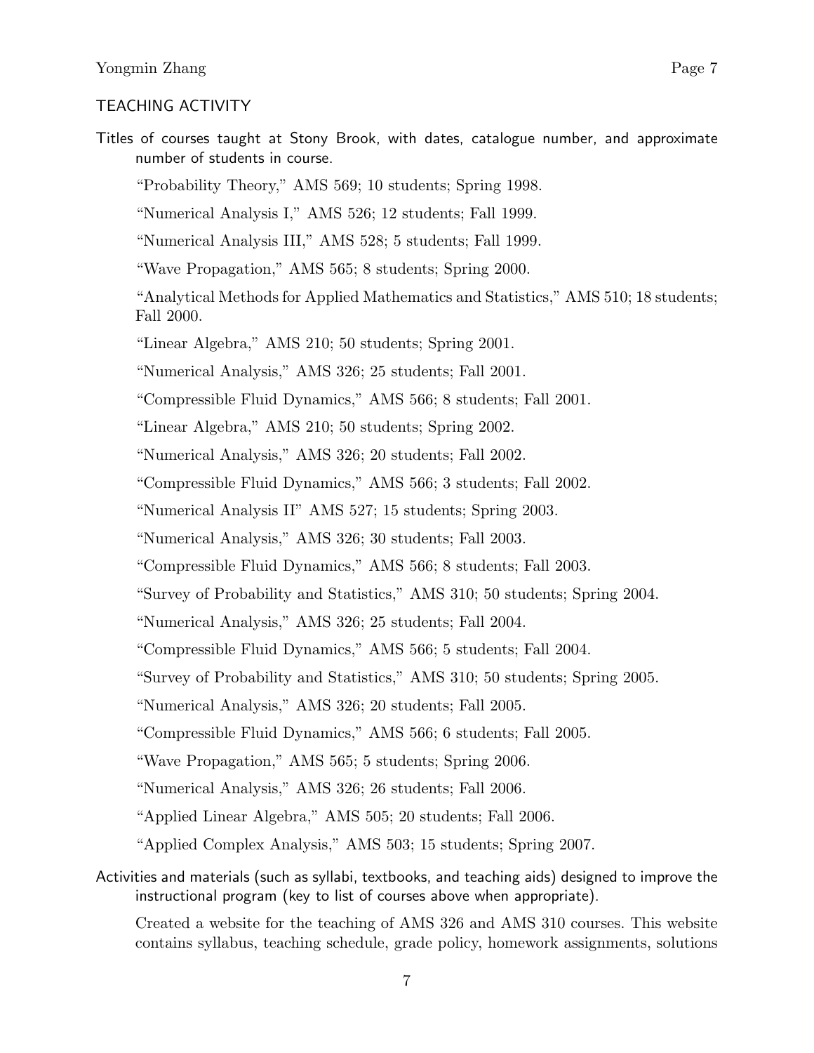## TEACHING ACTIVITY

Titles of courses taught at Stony Brook, with dates, catalogue number, and approximate number of students in course.

"Probability Theory," AMS 569; 10 students; Spring 1998.

"Numerical Analysis I," AMS 526; 12 students; Fall 1999.

"Numerical Analysis III," AMS 528; 5 students; Fall 1999.

"Wave Propagation," AMS 565; 8 students; Spring 2000.

"Analytical Methods for Applied Mathematics and Statistics," AMS 510; 18 students; Fall 2000.

"Linear Algebra," AMS 210; 50 students; Spring 2001.

"Numerical Analysis," AMS 326; 25 students; Fall 2001.

"Compressible Fluid Dynamics," AMS 566; 8 students; Fall 2001.

"Linear Algebra," AMS 210; 50 students; Spring 2002.

"Numerical Analysis," AMS 326; 20 students; Fall 2002.

"Compressible Fluid Dynamics," AMS 566; 3 students; Fall 2002.

"Numerical Analysis II" AMS 527; 15 students; Spring 2003.

"Numerical Analysis," AMS 326; 30 students; Fall 2003.

"Compressible Fluid Dynamics," AMS 566; 8 students; Fall 2003.

"Survey of Probability and Statistics," AMS 310; 50 students; Spring 2004.

"Numerical Analysis," AMS 326; 25 students; Fall 2004.

"Compressible Fluid Dynamics," AMS 566; 5 students; Fall 2004.

"Survey of Probability and Statistics," AMS 310; 50 students; Spring 2005.

"Numerical Analysis," AMS 326; 20 students; Fall 2005.

"Compressible Fluid Dynamics," AMS 566; 6 students; Fall 2005.

"Wave Propagation," AMS 565; 5 students; Spring 2006.

"Numerical Analysis," AMS 326; 26 students; Fall 2006.

"Applied Linear Algebra," AMS 505; 20 students; Fall 2006.

"Applied Complex Analysis," AMS 503; 15 students; Spring 2007.

Activities and materials (such as syllabi, textbooks, and teaching aids) designed to improve the instructional program (key to list of courses above when appropriate).

Created a website for the teaching of AMS 326 and AMS 310 courses. This website contains syllabus, teaching schedule, grade policy, homework assignments, solutions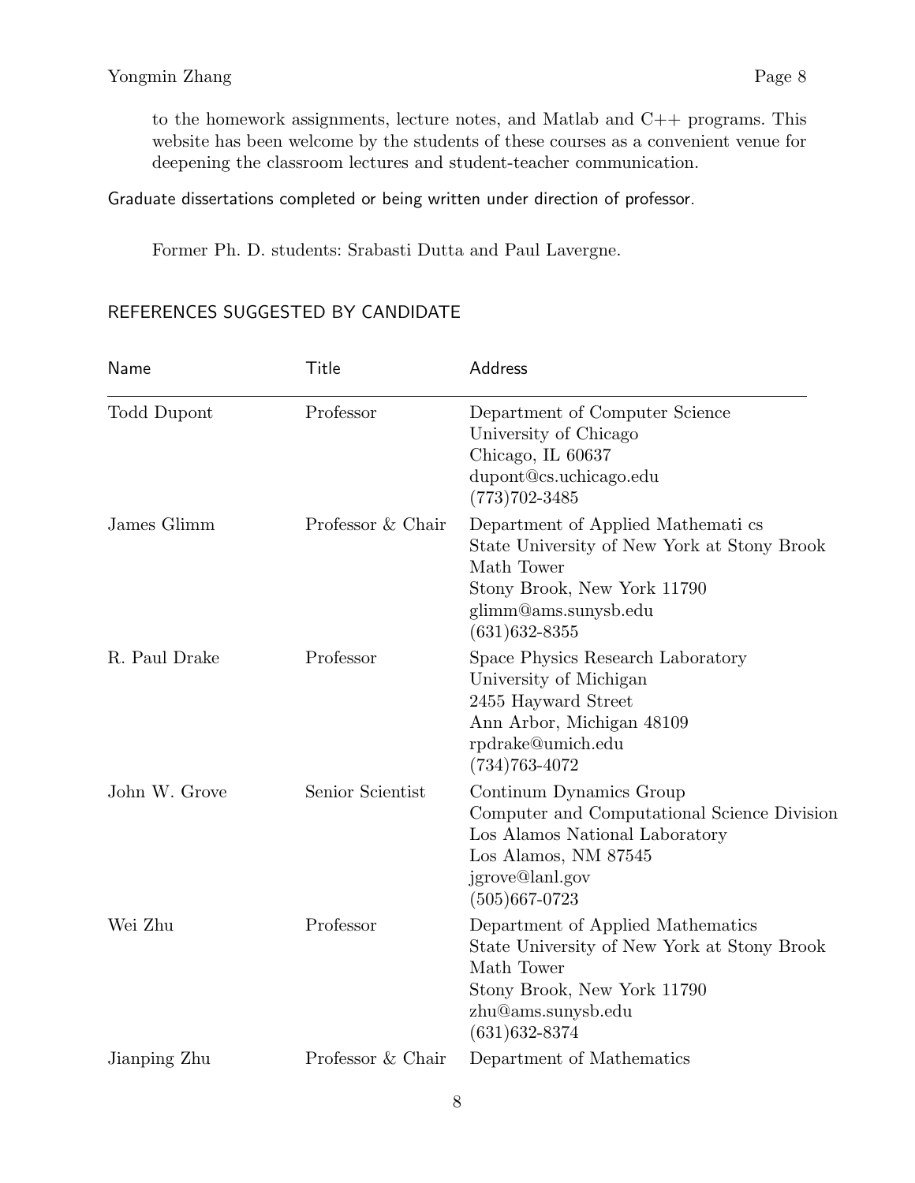to the homework assignments, lecture notes, and Matlab and C++ programs. This website has been welcome by the students of these courses as a convenient venue for deepening the classroom lectures and student-teacher communication.

Graduate dissertations completed or being written under direction of professor.

Former Ph. D. students: Srabasti Dutta and Paul Lavergne.

## REFERENCES SUGGESTED BY CANDIDATE

| Name | Title | Address |
|---|---|---|
| Todd Dupont | Professor | Department of Computer Science<br>University of Chicago<br>Chicago, IL 60637<br>dupont@cs.uchicago.edu<br>(773)702-3485 |
| James Glimm | Professor & Chair | Department of Applied Mathemati cs<br>State University of New York at Stony Brook<br>Math Tower<br>Stony Brook, New York 11790<br>glimm@ams.sunysb.edu<br>(631)632-8355 |
| R. Paul Drake | Professor | Space Physics Research Laboratory<br>University of Michigan<br>2455 Hayward Street<br>Ann Arbor, Michigan 48109<br>rpdrake@umich.edu<br>(734)763-4072 |
| John W. Grove | Senior Scientist | Continum Dynamics Group<br>Computer and Computational Science Division<br>Los Alamos National Laboratory<br>Los Alamos, NM 87545<br>jgrove@lanl.gov<br>(505)667-0723 |
| Wei Zhu | Professor | Department of Applied Mathematics<br>State University of New York at Stony Brook<br>Math Tower<br>Stony Brook, New York 11790<br>zhu@ams.sunysb.edu<br>(631)632-8374 |
| Jianping Zhu | Professor & Chair | Department of Mathematics |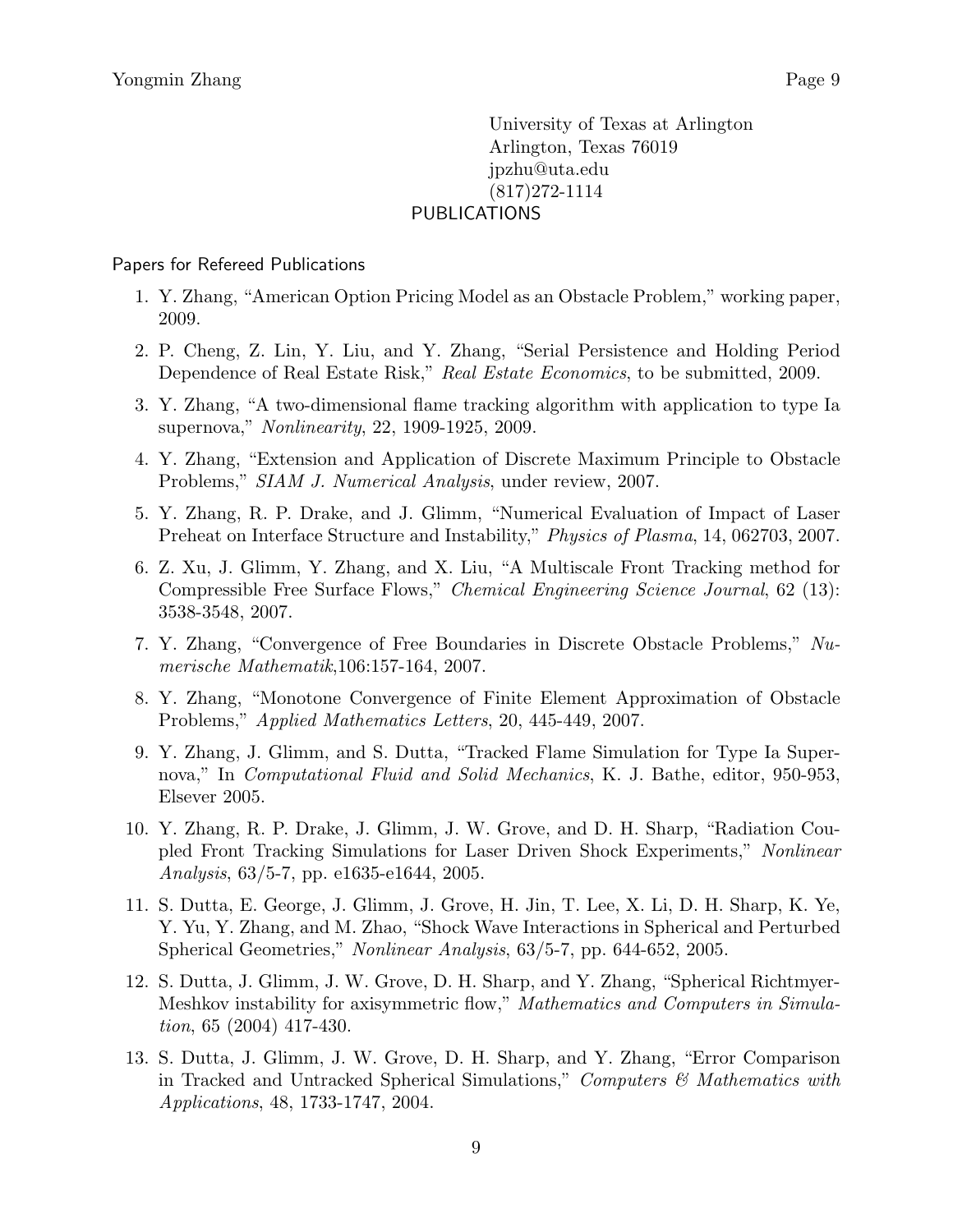University of Texas at Arlington
Arlington, Texas 76019
jpzhu@uta.edu
(817)272-1114

## PUBLICATIONS

### Papers for Refereed Publications

1. Y. Zhang, "American Option Pricing Model as an Obstacle Problem," working paper, 2009.
2. P. Cheng, Z. Lin, Y. Liu, and Y. Zhang, "Serial Persistence and Holding Period Dependence of Real Estate Risk," *Real Estate Economics*, to be submitted, 2009.
3. Y. Zhang, "A two-dimensional flame tracking algorithm with application to type Ia supernova," *Nonlinearity*, 22, 1909-1925, 2009.
4. Y. Zhang, "Extension and Application of Discrete Maximum Principle to Obstacle Problems," *SIAM J. Numerical Analysis*, under review, 2007.
5. Y. Zhang, R. P. Drake, and J. Glimm, "Numerical Evaluation of Impact of Laser Preheat on Interface Structure and Instability," *Physics of Plasma*, 14, 062703, 2007.
6. Z. Xu, J. Glimm, Y. Zhang, and X. Liu, "A Multiscale Front Tracking method for Compressible Free Surface Flows," *Chemical Engineering Science Journal*, 62 (13): 3538-3548, 2007.
7. Y. Zhang, "Convergence of Free Boundaries in Discrete Obstacle Problems," *Numerische Mathematik*,106:157-164, 2007.
8. Y. Zhang, "Monotone Convergence of Finite Element Approximation of Obstacle Problems," *Applied Mathematics Letters*, 20, 445-449, 2007.
9. Y. Zhang, J. Glimm, and S. Dutta, "Tracked Flame Simulation for Type Ia Supernova," In *Computational Fluid and Solid Mechanics*, K. J. Bathe, editor, 950-953, Elsever 2005.
10. Y. Zhang, R. P. Drake, J. Glimm, J. W. Grove, and D. H. Sharp, "Radiation Coupled Front Tracking Simulations for Laser Driven Shock Experiments," *Nonlinear Analysis*, 63/5-7, pp. e1635-e1644, 2005.
11. S. Dutta, E. George, J. Glimm, J. Grove, H. Jin, T. Lee, X. Li, D. H. Sharp, K. Ye, Y. Yu, Y. Zhang, and M. Zhao, "Shock Wave Interactions in Spherical and Perturbed Spherical Geometries," *Nonlinear Analysis*, 63/5-7, pp. 644-652, 2005.
12. S. Dutta, J. Glimm, J. W. Grove, D. H. Sharp, and Y. Zhang, "Spherical Richtmyer-Meshkov instability for axisymmetric flow," *Mathematics and Computers in Simulation*, 65 (2004) 417-430.
13. S. Dutta, J. Glimm, J. W. Grove, D. H. Sharp, and Y. Zhang, "Error Comparison in Tracked and Untracked Spherical Simulations," *Computers & Mathematics with Applications*, 48, 1733-1747, 2004.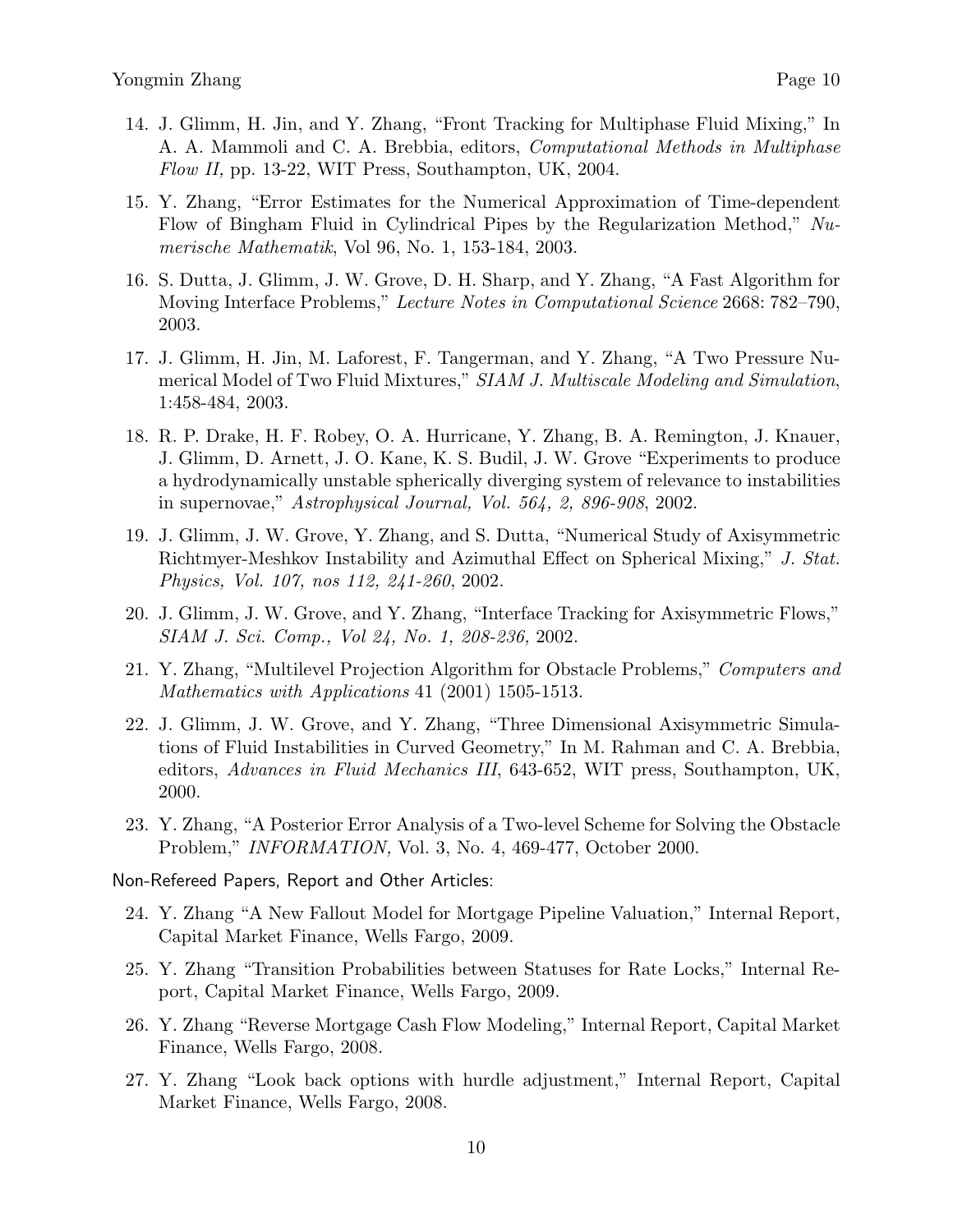14. J. Glimm, H. Jin, and Y. Zhang, "Front Tracking for Multiphase Fluid Mixing," In A. A. Mammoli and C. A. Brebbia, editors, *Computational Methods in Multiphase Flow II,* pp. 13-22, WIT Press, Southampton, UK, 2004.

15. Y. Zhang, "Error Estimates for the Numerical Approximation of Time-dependent Flow of Bingham Fluid in Cylindrical Pipes by the Regularization Method," *Numerische Mathematik*, Vol 96, No. 1, 153-184, 2003.

16. S. Dutta, J. Glimm, J. W. Grove, D. H. Sharp, and Y. Zhang, "A Fast Algorithm for Moving Interface Problems," *Lecture Notes in Computational Science* 2668: 782–790, 2003.

17. J. Glimm, H. Jin, M. Laforest, F. Tangerman, and Y. Zhang, "A Two Pressure Numerical Model of Two Fluid Mixtures," *SIAM J. Multiscale Modeling and Simulation*, 1:458-484, 2003.

18. R. P. Drake, H. F. Robey, O. A. Hurricane, Y. Zhang, B. A. Remington, J. Knauer, J. Glimm, D. Arnett, J. O. Kane, K. S. Budil, J. W. Grove "Experiments to produce a hydrodynamically unstable spherically diverging system of relevance to instabilities in supernovae," *Astrophysical Journal, Vol. 564, 2, 896-908*, 2002.

19. J. Glimm, J. W. Grove, Y. Zhang, and S. Dutta, "Numerical Study of Axisymmetric Richtmyer-Meshkov Instability and Azimuthal Effect on Spherical Mixing," *J. Stat. Physics, Vol. 107, nos 112, 241-260*, 2002.

20. J. Glimm, J. W. Grove, and Y. Zhang, "Interface Tracking for Axisymmetric Flows," *SIAM J. Sci. Comp., Vol 24, No. 1, 208-236,* 2002.

21. Y. Zhang, "Multilevel Projection Algorithm for Obstacle Problems," *Computers and Mathematics with Applications* 41 (2001) 1505-1513.

22. J. Glimm, J. W. Grove, and Y. Zhang, "Three Dimensional Axisymmetric Simulations of Fluid Instabilities in Curved Geometry," In M. Rahman and C. A. Brebbia, editors, *Advances in Fluid Mechanics III*, 643-652, WIT press, Southampton, UK, 2000.

23. Y. Zhang, "A Posterior Error Analysis of a Two-level Scheme for Solving the Obstacle Problem," *INFORMATION,* Vol. 3, No. 4, 469-477, October 2000.

Non-Refereed Papers, Report and Other Articles:

24. Y. Zhang "A New Fallout Model for Mortgage Pipeline Valuation," Internal Report, Capital Market Finance, Wells Fargo, 2009.

25. Y. Zhang "Transition Probabilities between Statuses for Rate Locks," Internal Report, Capital Market Finance, Wells Fargo, 2009.

26. Y. Zhang "Reverse Mortgage Cash Flow Modeling," Internal Report, Capital Market Finance, Wells Fargo, 2008.

27. Y. Zhang "Look back options with hurdle adjustment," Internal Report, Capital Market Finance, Wells Fargo, 2008.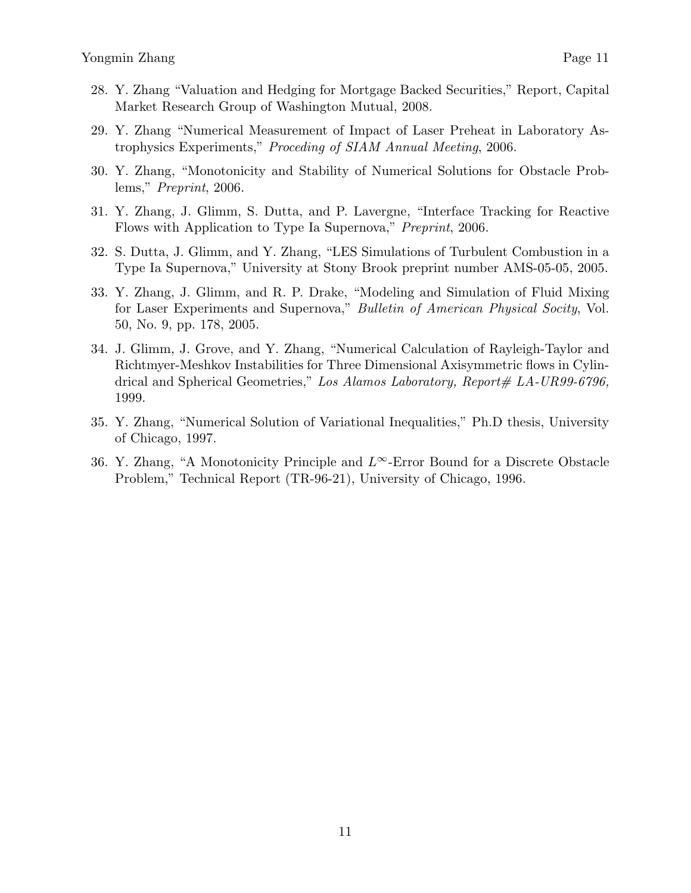28. Y. Zhang "Valuation and Hedging for Mortgage Backed Securities," Report, Capital Market Research Group of Washington Mutual, 2008.
29. Y. Zhang "Numerical Measurement of Impact of Laser Preheat in Laboratory Astrophysics Experiments," *Proceding of SIAM Annual Meeting*, 2006.
30. Y. Zhang, "Monotonicity and Stability of Numerical Solutions for Obstacle Problems," *Preprint*, 2006.
31. Y. Zhang, J. Glimm, S. Dutta, and P. Lavergne, "Interface Tracking for Reactive Flows with Application to Type Ia Supernova," *Preprint*, 2006.
32. S. Dutta, J. Glimm, and Y. Zhang, "LES Simulations of Turbulent Combustion in a Type Ia Supernova," University at Stony Brook preprint number AMS-05-05, 2005.
33. Y. Zhang, J. Glimm, and R. P. Drake, "Modeling and Simulation of Fluid Mixing for Laser Experiments and Supernova," *Bulletin of American Physical Socity*, Vol. 50, No. 9, pp. 178, 2005.
34. J. Glimm, J. Grove, and Y. Zhang, "Numerical Calculation of Rayleigh-Taylor and Richtmyer-Meshkov Instabilities for Three Dimensional Axisymmetric flows in Cylindrical and Spherical Geometries," *Los Alamos Laboratory, Report# LA-UR99-6796,* 1999.
35. Y. Zhang, "Numerical Solution of Variational Inequalities," Ph.D thesis, University of Chicago, 1997.
36. Y. Zhang, "A Monotonicity Principle and $L^{\infty}$-Error Bound for a Discrete Obstacle Problem," Technical Report (TR-96-21), University of Chicago, 1996.